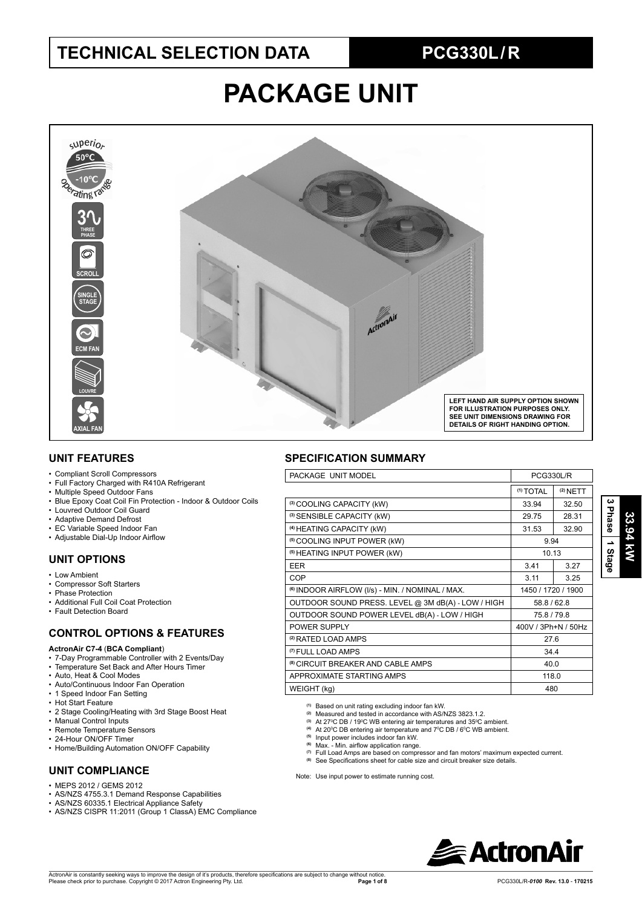# TECHNICAL SELECTION DATA

## PCG330L / R

# PACKAGE UNIT

superior 50ºC -10ºC operating range

3∿ THREE PHASE

SCROLL

SINGLE STAGE

ECM FAN

LOUVRE

AXIAL FAN

**LEFT HAND AIR SUPPLY OPTION SHOWN FOR ILLUSTRATION PURPOSES ONLY. SEE UNIT DIMENSIONS DRAWING FOR DETAILS OF RIGHT HANDING OPTION.**

33.94 kW | 3 Phase | 1 Stage

## UNIT FEATURES

- Compliant Scroll Compressors
- Full Factory Charged with R410A Refrigerant
- Multiple Speed Outdoor Fans
- Blue Epoxy Coat Coil Fin Protection - Indoor & Outdoor Coils
- Louvred Outdoor Coil Guard
- Adaptive Demand Defrost
- EC Variable Speed Indoor Fan
- Adjustable Dial-Up Indoor Airflow

## UNIT OPTIONS

- Low Ambient
- Compressor Soft Starters
- Phase Protection
- Additional Full Coil Coat Protection
- Fault Detection Board

## CONTROL OPTIONS & FEATURES

**ActronAir C7-4** (**BCA Compliant**)

- 7-Day Programmable Controller with 2 Events/Day
- Temperature Set Back and After Hours Timer
- Auto, Heat & Cool Modes
- Auto/Continuous Indoor Fan Operation
- 1 Speed Indoor Fan Setting
- Hot Start Feature
- 2 Stage Cooling/Heating with 3rd Stage Boost Heat
- Manual Control Inputs
- Remote Temperature Sensors
- 24-Hour ON/OFF Timer
- Home/Building Automation ON/OFF Capability

## UNIT COMPLIANCE

- MEPS 2012 / GEMS 2012
- AS/NZS 4755.3.1 Demand Response Capabilities
- AS/NZS 60335.1 Electrical Appliance Safety
- AS/NZS CISPR 11:2011 (Group 1 ClassA) EMC Compliance

## SPECIFICATION SUMMARY

| PACKAGE UNIT MODEL | PCG330L/R | |
|---|---|---|
| | (1) TOTAL | (2) NETT |
| (3) COOLING CAPACITY (kW) | 33.94 | 32.50 |
| (3) SENSIBLE CAPACITY (kW) | 29.75 | 28.31 |
| (4) HEATING CAPACITY (kW) | 31.53 | 32.90 |
| (5) COOLING INPUT POWER (kW) | 9.94 | |
| (5) HEATING INPUT POWER (kW) | 10.13 | |
| EER | 3.41 | 3.27 |
| COP | 3.11 | 3.25 |
| (6) INDOOR AIRFLOW (l/s) - MIN. / NOMINAL / MAX. | 1450 / 1720 / 1900 | |
| OUTDOOR SOUND PRESS. LEVEL @ 3M dB(A) - LOW / HIGH | 58.8 / 62.8 | |
| OUTDOOR SOUND POWER LEVEL dB(A) - LOW / HIGH | 75.8 / 79.8 | |
| POWER SUPPLY | 400V / 3Ph+N / 50Hz | |
| (2) RATED LOAD AMPS | 27.6 | |
| (7) FULL LOAD AMPS | 34.4 | |
| (8) CIRCUIT BREAKER AND CABLE AMPS | 40.0 | |
| APPROXIMATE STARTING AMPS | 118.0 | |
| WEIGHT (kg) | 480 | |

(1) Based on unit rating excluding indoor fan kW.
(2) Measured and tested in accordance with AS/NZS 3823.1.2.
(3) At 27ºC DB / 19ºC WB entering air temperatures and 35ºC ambient.
(4) At 20ºC DB entering air temperature and 7ºC DB / 6ºC WB ambient.
(5) Input power includes indoor fan kW.
(6) Max. - Min. airflow application range.
(7) Full Load Amps are based on compressor and fan motors' maximum expected current.
(8) See Specifications sheet for cable size and circuit breaker size details.

Note: Use input power to estimate running cost.

ActronAir

ActronAir is constantly seeking ways to improve the design of it's products, therefore specifications are subject to change without notice.
Please check prior to purchase. Copyright © 2017 Actron Engineering Pty. Ltd.

PCG330L/R-*0100* Rev. 13.0 - 170215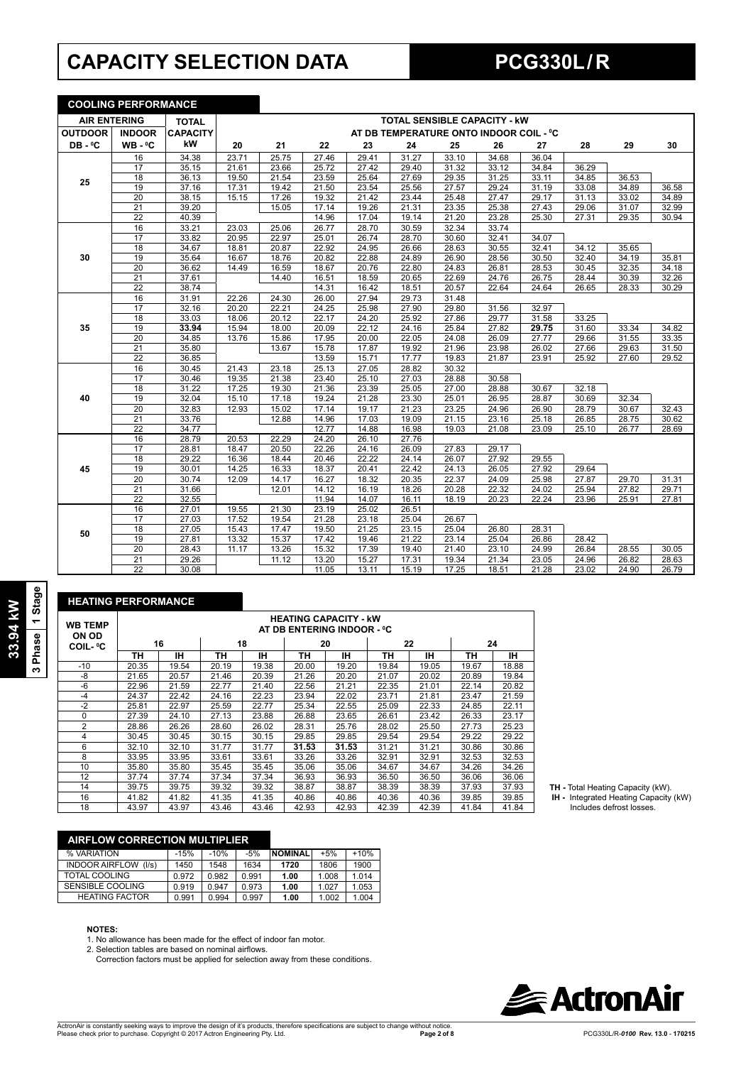# CAPACITY SELECTION DATA

# PCG330L / R

**33.94 kW | 3 Phase | 1 Stage**

## COOLING PERFORMANCE

| AIR ENTERING | | TOTAL | TOTAL SENSIBLE CAPACITY - kW | | | | | | | | | | |
|---|---|---|---|---|---|---|---|---|---|---|---|---|---|
| | | | AT DB TEMPERATURE ONTO INDOOR COIL - ⁰C | | | | | | | | | | |
| OUTDOOR DB - ⁰C | INDOOR WB - ⁰C | CAPACITY kW | 20 | 21 | 22 | 23 | 24 | 25 | 26 | 27 | 28 | 29 | 30 |
| 25 | 16 | 34.38 | 23.71 | 25.75 | 27.46 | 29.41 | 31.27 | 33.10 | 34.68 | 36.04 | | | |
| | 17 | 35.15 | 21.61 | 23.66 | 25.72 | 27.42 | 29.40 | 31.32 | 33.12 | 34.84 | 36.29 | | |
| | 18 | 36.13 | 19.50 | 21.54 | 23.59 | 25.64 | 27.69 | 29.35 | 31.25 | 33.11 | 34.85 | 36.53 | |
| | 19 | 37.16 | 17.31 | 19.42 | 21.50 | 23.54 | 25.56 | 27.57 | 29.24 | 31.19 | 33.08 | 34.89 | 36.58 |
| | 20 | 38.15 | 15.15 | 17.26 | 19.32 | 21.42 | 23.44 | 25.48 | 27.47 | 29.17 | 31.13 | 33.02 | 34.89 |
| | 21 | 39.20 | | 15.05 | 17.14 | 19.26 | 21.31 | 23.35 | 25.38 | 27.43 | 29.06 | 31.07 | 32.99 |
| | 22 | 40.39 | | | 14.96 | 17.04 | 19.14 | 21.20 | 23.28 | 25.30 | 27.31 | 29.35 | 30.94 |
| 30 | 16 | 33.21 | 23.03 | 25.06 | 26.77 | 28.70 | 30.59 | 32.34 | 33.74 | | | | |
| | 17 | 33.82 | 20.95 | 22.97 | 25.01 | 26.74 | 28.70 | 30.60 | 32.41 | 34.07 | | | |
| | 18 | 34.67 | 18.81 | 20.87 | 22.92 | 24.95 | 26.66 | 28.63 | 30.55 | 32.41 | 34.12 | 35.65 | |
| | 19 | 35.64 | 16.67 | 18.76 | 20.82 | 22.88 | 24.89 | 26.90 | 28.56 | 30.50 | 32.40 | 34.19 | 35.81 |
| | 20 | 36.62 | 14.49 | 16.59 | 18.67 | 20.76 | 22.80 | 24.83 | 26.81 | 28.53 | 30.45 | 32.35 | 34.18 |
| | 21 | 37.61 | | 14.40 | 16.51 | 18.59 | 20.65 | 22.69 | 24.76 | 26.75 | 28.44 | 30.39 | 32.26 |
| | 22 | 38.74 | | | 14.31 | 16.42 | 18.51 | 20.57 | 22.64 | 24.64 | 26.65 | 28.33 | 30.29 |
| 35 | 16 | 31.91 | 22.26 | 24.30 | 26.00 | 27.94 | 29.73 | 31.48 | | | | | |
| | 17 | 32.16 | 20.20 | 22.21 | 24.25 | 25.98 | 27.90 | 29.80 | 31.56 | 32.97 | | | |
| | 18 | 33.03 | 18.06 | 20.12 | 22.17 | 24.20 | 25.92 | 27.86 | 29.77 | 31.58 | 33.25 | | |
| | 19 | **33.94** | 15.94 | 18.00 | 20.09 | 22.12 | 24.16 | 25.84 | 27.82 | **29.75** | 31.60 | 33.34 | 34.82 |
| | 20 | 34.85 | 13.76 | 15.86 | 17.95 | 20.00 | 22.05 | 24.08 | 26.09 | 27.77 | 29.66 | 31.55 | 33.35 |
| | 21 | 35.80 | | 13.67 | 15.78 | 17.87 | 19.92 | 21.96 | 23.98 | 26.02 | 27.66 | 29.63 | 31.50 |
| | 22 | 36.85 | | | 13.59 | 15.71 | 17.77 | 19.83 | 21.87 | 23.91 | 25.92 | 27.60 | 29.52 |
| 40 | 16 | 30.45 | 21.43 | 23.18 | 25.13 | 27.05 | 28.82 | 30.32 | | | | | |
| | 17 | 30.46 | 19.35 | 21.38 | 23.40 | 25.10 | 27.03 | 28.88 | 30.58 | | | | |
| | 18 | 31.22 | 17.25 | 19.30 | 21.36 | 23.39 | 25.05 | 27.00 | 28.88 | 30.67 | 32.18 | | |
| | 19 | 32.04 | 15.10 | 17.18 | 19.24 | 21.28 | 23.30 | 25.01 | 26.95 | 28.87 | 30.69 | 32.34 | |
| | 20 | 32.83 | 12.93 | 15.02 | 17.14 | 19.17 | 21.23 | 23.25 | 24.96 | 26.90 | 28.79 | 30.67 | 32.43 |
| | 21 | 33.76 | | 12.88 | 14.96 | 17.03 | 19.09 | 21.15 | 23.16 | 25.18 | 26.85 | 28.75 | 30.62 |
| | 22 | 34.77 | | | 12.77 | 14.88 | 16.98 | 19.03 | 21.08 | 23.09 | 25.10 | 26.77 | 28.69 |
| 45 | 16 | 28.79 | 20.53 | 22.29 | 24.20 | 26.10 | 27.76 | | | | | | |
| | 17 | 28.81 | 18.47 | 20.50 | 22.26 | 24.16 | 26.09 | 27.83 | 29.17 | | | | |
| | 18 | 29.22 | 16.36 | 18.44 | 20.46 | 22.22 | 24.14 | 26.07 | 27.92 | 29.55 | | | |
| | 19 | 30.01 | 14.25 | 16.33 | 18.37 | 20.41 | 22.42 | 24.13 | 26.05 | 27.92 | 29.64 | | |
| | 20 | 30.74 | 12.09 | 14.17 | 16.27 | 18.32 | 20.35 | 22.37 | 24.09 | 25.98 | 27.87 | 29.70 | 31.31 |
| | 21 | 31.66 | | 12.01 | 14.12 | 16.19 | 18.26 | 20.28 | 22.32 | 24.02 | 25.94 | 27.82 | 29.71 |
| | 22 | 32.55 | | | 11.94 | 14.07 | 16.11 | 18.19 | 20.23 | 22.24 | 23.96 | 25.91 | 27.81 |
| 50 | 16 | 27.01 | 19.55 | 21.30 | 23.19 | 25.02 | 26.51 | | | | | | |
| | 17 | 27.03 | 17.52 | 19.54 | 21.28 | 23.18 | 25.04 | 26.67 | | | | | |
| | 18 | 27.05 | 15.43 | 17.47 | 19.50 | 21.25 | 23.15 | 25.04 | 26.80 | 28.31 | | | |
| | 19 | 27.81 | 13.32 | 15.37 | 17.42 | 19.46 | 21.22 | 23.14 | 25.04 | 26.86 | 28.42 | | |
| | 20 | 28.43 | 11.17 | 13.26 | 15.32 | 17.39 | 19.40 | 21.40 | 23.10 | 24.99 | 26.84 | 28.55 | 30.05 |
| | 21 | 29.26 | | 11.12 | 13.20 | 15.27 | 17.31 | 19.34 | 21.34 | 23.05 | 24.96 | 26.82 | 28.63 |
| | 22 | 30.08 | | | 11.05 | 13.11 | 15.19 | 17.25 | 18.51 | 21.28 | 23.02 | 24.90 | 26.79 |

## HEATING PERFORMANCE

| WB TEMP ON OD COIL- ⁰C | HEATING CAPACITY - kW AT DB ENTERING INDOOR - ⁰C | | | | | | | | | |
|---|---|---|---|---|---|---|---|---|---|---|
| | 16 | | 18 | | 20 | | 22 | | 24 | |
| | TH | IH | TH | IH | TH | IH | TH | IH | TH | IH |
| -10 | 20.35 | 19.54 | 20.19 | 19.38 | 20.00 | 19.20 | 19.84 | 19.05 | 19.67 | 18.88 |
| -8 | 21.65 | 20.57 | 21.46 | 20.39 | 21.26 | 20.20 | 21.07 | 20.02 | 20.89 | 19.84 |
| -6 | 22.96 | 21.59 | 22.77 | 21.40 | 22.56 | 21.21 | 22.35 | 21.01 | 22.14 | 20.82 |
| -4 | 24.37 | 22.42 | 24.16 | 22.23 | 23.94 | 22.02 | 23.71 | 21.81 | 23.47 | 21.59 |
| -2 | 25.81 | 22.97 | 25.59 | 22.77 | 25.34 | 22.55 | 25.09 | 22.33 | 24.85 | 22.11 |
| 0 | 27.39 | 24.10 | 27.13 | 23.88 | 26.88 | 23.65 | 26.61 | 23.42 | 26.33 | 23.17 |
| 2 | 28.86 | 26.26 | 28.60 | 26.02 | 28.31 | 25.76 | 28.02 | 25.50 | 27.73 | 25.23 |
| 4 | 30.45 | 30.45 | 30.15 | 30.15 | 29.85 | 29.85 | 29.54 | 29.54 | 29.22 | 29.22 |
| 6 | 32.10 | 32.10 | 31.77 | 31.77 | **31.53** | **31.53** | 31.21 | 31.21 | 30.86 | 30.86 |
| 8 | 33.95 | 33.95 | 33.61 | 33.61 | 33.26 | 33.26 | 32.91 | 32.91 | 32.53 | 32.53 |
| 10 | 35.80 | 35.80 | 35.45 | 35.45 | 35.06 | 35.06 | 34.67 | 34.67 | 34.26 | 34.26 |
| 12 | 37.74 | 37.74 | 37.34 | 37.34 | 36.93 | 36.93 | 36.50 | 36.50 | 36.06 | 36.06 |
| 14 | 39.75 | 39.75 | 39.32 | 39.32 | 38.87 | 38.87 | 38.39 | 38.39 | 37.93 | 37.93 |
| 16 | 41.82 | 41.82 | 41.35 | 41.35 | 40.86 | 40.86 | 40.36 | 40.36 | 39.85 | 39.85 |
| 18 | 43.97 | 43.97 | 43.46 | 43.46 | 42.93 | 42.93 | 42.39 | 42.39 | 41.84 | 41.84 |

**TH -** Total Heating Capacity (kW).
**IH -** Integrated Heating Capacity (kW) Includes defrost losses.

## AIRFLOW CORRECTION MULTIPLIER

| % VARIATION | -15% | -10% | -5% | NOMINAL | +5% | +10% |
|---|---|---|---|---|---|---|
| INDOOR AIRFLOW (l/s) | 1450 | 1548 | 1634 | **1720** | 1806 | 1900 |
| TOTAL COOLING | 0.972 | 0.982 | 0.991 | **1.00** | 1.008 | 1.014 |
| SENSIBLE COOLING | 0.919 | 0.947 | 0.973 | **1.00** | 1.027 | 1.053 |
| HEATING FACTOR | 0.991 | 0.994 | 0.997 | **1.00** | 1.002 | 1.004 |

**NOTES:**

1. No allowance has been made for the effect of indoor fan motor.
2. Selection tables are based on nominal airflows.
   Correction factors must be applied for selection away from these conditions.

ActronAir is constantly seeking ways to improve the design of it's products, therefore specifications are subject to change without notice. Please check prior to purchase. Copyright © 2017 Actron Engineering Pty. Ltd.

PCG330L/R-*0100* Rev. 13.0 - 170215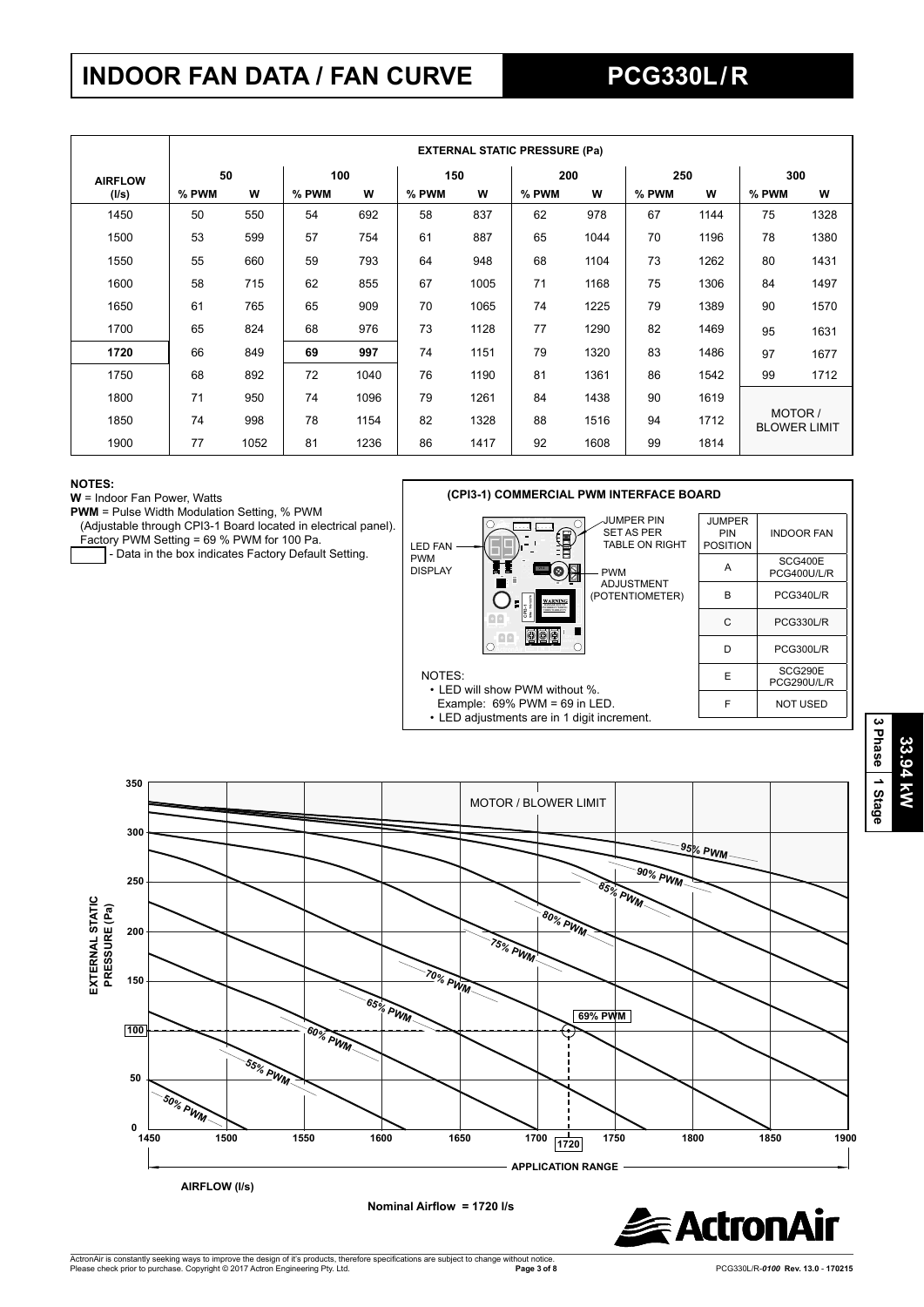# INDOOR FAN DATA / FAN CURVE

# PCG330L / R

| AIRFLOW (l/s) | EXTERNAL STATIC PRESSURE (Pa) | | | | | | | | | | | |
|---|---|---|---|---|---|---|---|---|---|---|---|---|
| | 50 | | 100 | | 150 | | 200 | | 250 | | 300 | |
| | % PWM | W | % PWM | W | % PWM | W | % PWM | W | % PWM | W | % PWM | W |
| 1450 | 50 | 550 | 54 | 692 | 58 | 837 | 62 | 978 | 67 | 1144 | 75 | 1328 |
| 1500 | 53 | 599 | 57 | 754 | 61 | 887 | 65 | 1044 | 70 | 1196 | 78 | 1380 |
| 1550 | 55 | 660 | 59 | 793 | 64 | 948 | 68 | 1104 | 73 | 1262 | 80 | 1431 |
| 1600 | 58 | 715 | 62 | 855 | 67 | 1005 | 71 | 1168 | 75 | 1306 | 84 | 1497 |
| 1650 | 61 | 765 | 65 | 909 | 70 | 1065 | 74 | 1225 | 79 | 1389 | 90 | 1570 |
| 1700 | 65 | 824 | 68 | 976 | 73 | 1128 | 77 | 1290 | 82 | 1469 | 95 | 1631 |
| **1720** | 66 | 849 | **69** | **997** | 74 | 1151 | 79 | 1320 | 83 | 1486 | 97 | 1677 |
| 1750 | 68 | 892 | 72 | 1040 | 76 | 1190 | 81 | 1361 | 86 | 1542 | 99 | 1712 |
| 1800 | 71 | 950 | 74 | 1096 | 79 | 1261 | 84 | 1438 | 90 | 1619 | MOTOR / BLOWER LIMIT | |
| 1850 | 74 | 998 | 78 | 1154 | 82 | 1328 | 88 | 1516 | 94 | 1712 | | |
| 1900 | 77 | 1052 | 81 | 1236 | 86 | 1417 | 92 | 1608 | 99 | 1814 | | |

**NOTES:**

**W** = Indoor Fan Power, Watts

**PWM** = Pulse Width Modulation Setting, % PWM (Adjustable through CPI3-1 Board located in electrical panel).

Factory PWM Setting = 69 % PWM for 100 Pa.

[box] - Data in the box indicates Factory Default Setting.

**(CPI3-1) COMMERCIAL PWM INTERFACE BOARD**

LED FAN PWM DISPLAY

JUMPER PIN SET AS PER TABLE ON RIGHT

PWM ADJUSTMENT (POTENTIOMETER)

| JUMPER PIN POSITION | INDOOR FAN |
|---|---|
| A | SCG400E PCG400U/L/R |
| B | PCG340L/R |
| C | PCG330L/R |
| D | PCG300L/R |
| E | SCG290E PCG290U/L/R |
| F | NOT USED |

NOTES:
- LED will show PWM without %. Example: 69% PWM = 69 in LED.
- LED adjustments are in 1 digit increment.

3 Phase | 1 Stage | 33.94 kW

EXTERNAL STATIC PRESSURE (Pa)

MOTOR / BLOWER LIMIT

95% PWM, 90% PWM, 85% PWM, 80% PWM, 75% PWM, 70% PWM, 65% PWM, 60% PWM, 55% PWM, 50% PWM

69% PWM

APPLICATION RANGE

AIRFLOW (l/s)

Nominal Airflow = 1720 l/s

ActronAir is constantly seeking ways to improve the design of it's products, therefore specifications are subject to change without notice.
Please check prior to purchase. Copyright © 2017 Actron Engineering Pty. Ltd.

PCG330L/R-*0100* Rev. 13.0 - 170215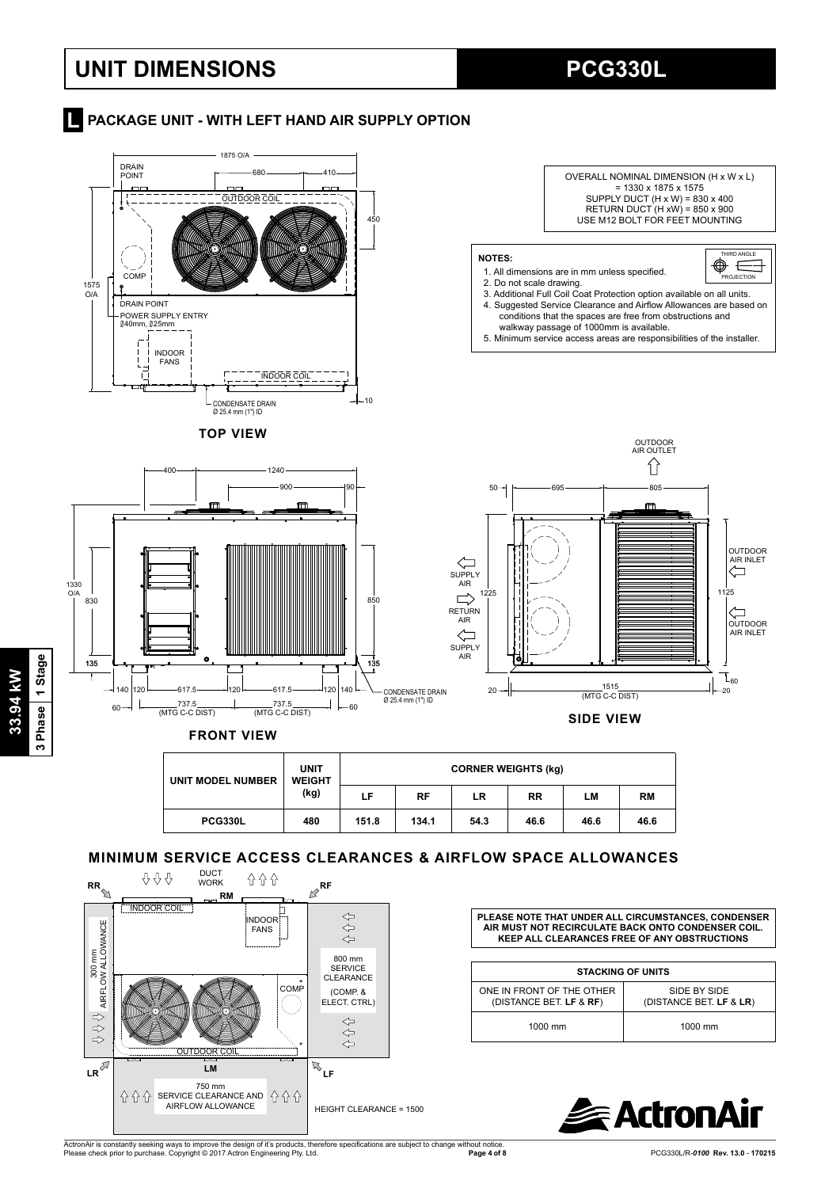# UNIT DIMENSIONS

# PCG330L

## L PACKAGE UNIT - WITH LEFT HAND AIR SUPPLY OPTION

OVERALL NOMINAL DIMENSION (H x W x L)
= 1330 x 1875 x 1575
SUPPLY DUCT (H x W) = 830 x 400
RETURN DUCT (H xW) = 850 x 900
USE M12 BOLT FOR FEET MOUNTING

**NOTES:**

1. All dimensions are in mm unless specified.
2. Do not scale drawing.
3. Additional Full Coil Coat Protection option available on all units.
4. Suggested Service Clearance and Airflow Allowances are based on conditions that the spaces are free from obstructions and walkway passage of 1000mm is available.
5. Minimum service access areas are responsibilities of the installer.

THIRD ANGLE PROJECTION

**TOP VIEW**

**FRONT VIEW**

**SIDE VIEW**

| UNIT MODEL NUMBER | UNIT WEIGHT (kg) | CORNER WEIGHTS (kg) | | | | | |
|---|---|---|---|---|---|---|---|
| | | LF | RF | LR | RR | LM | RM |
| PCG330L | 480 | 151.8 | 134.1 | 54.3 | 46.6 | 46.6 | 46.6 |

## MINIMUM SERVICE ACCESS CLEARANCES & AIRFLOW SPACE ALLOWANCES

**PLEASE NOTE THAT UNDER ALL CIRCUMSTANCES, CONDENSER AIR MUST NOT RECIRCULATE BACK ONTO CONDENSER COIL. KEEP ALL CLEARANCES FREE OF ANY OBSTRUCTIONS**

| STACKING OF UNITS | |
|---|---|
| ONE IN FRONT OF THE OTHER (DISTANCE BET. **LF** & **RF**) | SIDE BY SIDE (DISTANCE BET. **LF** & **LR**) |
| 1000 mm | 1000 mm |

HEIGHT CLEARANCE = 1500

33.94 kW | 3 Phase | 1 Stage

ActronAir is constantly seeking ways to improve the design of it's products, therefore specifications are subject to change without notice.
Please check prior to purchase. Copyright © 2017 Actron Engineering Pty. Ltd.

PCG330L/R-*0100* Rev. 13.0 - 170215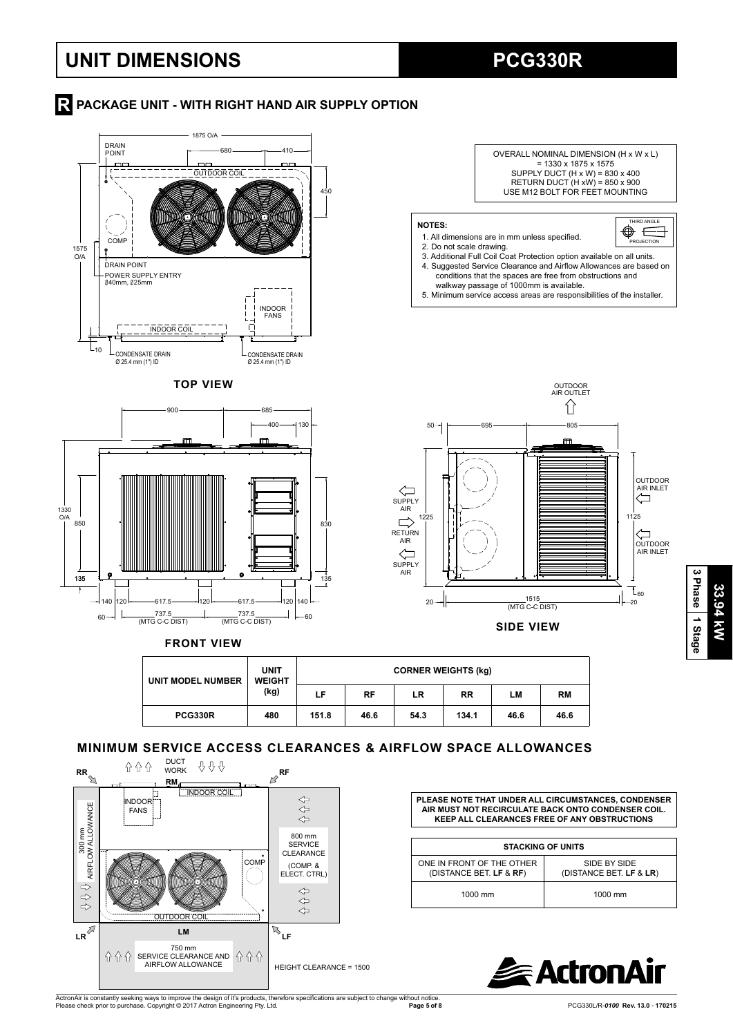# UNIT DIMENSIONS

# PCG330R

## R PACKAGE UNIT - WITH RIGHT HAND AIR SUPPLY OPTION

OVERALL NOMINAL DIMENSION (H x W x L) = 1330 x 1875 x 1575
SUPPLY DUCT (H x W) = 830 x 400
RETURN DUCT (H xW) = 850 x 900
USE M12 BOLT FOR FEET MOUNTING

**NOTES:**

1. All dimensions are in mm unless specified.
2. Do not scale drawing.
3. Additional Full Coil Coat Protection option available on all units.
4. Suggested Service Clearance and Airflow Allowances are based on conditions that the spaces are free from obstructions and walkway passage of 1000mm is available.
5. Minimum service access areas are responsibilities of the installer.

THIRD ANGLE PROJECTION

**TOP VIEW**

1875 O/A; 680; 410; 450; 1575 O/A; 10
DRAIN POINT; OUTDOOR COIL; COMP; DRAIN POINT; POWER SUPPLY ENTRY Ø40mm, Ø25mm; INDOOR FANS; INDOOR COIL; CONDENSATE DRAIN Ø 25.4 mm (1") ID; CONDENSATE DRAIN Ø 25.4 mm (1") ID

**FRONT VIEW**

900; 685; 400; 130; 1330 O/A; 850; 830; 135; 135; 140; 120; 617.5; 120; 617.5; 120; 140; 60; 737.5 (MTG C-C DIST); 737.5 (MTG C-C DIST); 60

**SIDE VIEW**

OUTDOOR AIR OUTLET; 50; 695; 805; SUPPLY AIR; RETURN AIR; SUPPLY AIR; 1225; OUTDOOR AIR INLET; 1125; OUTDOOR AIR INLET; 60; 20; 1515 (MTG C-C DIST); 20

3 Phase | 1 Stage | 33.94 kW

| UNIT MODEL NUMBER | UNIT WEIGHT (kg) | CORNER WEIGHTS (kg) | | | | | |
|---|---|---|---|---|---|---|---|
| | | LF | RF | LR | RR | LM | RM |
| PCG330R | 480 | 151.8 | 46.6 | 54.3 | 134.1 | 46.6 | 46.6 |

## MINIMUM SERVICE ACCESS CLEARANCES & AIRFLOW SPACE ALLOWANCES

RR; RM; RF; DUCT WORK; INDOOR FANS; INDOOR COIL; 300 mm AIRFLOW ALLOWANCE; COMP; 800 mm SERVICE CLEARANCE (COMP. & ELECT. CTRL); OUTDOOR COIL; LR; LM; LF; 750 mm SERVICE CLEARANCE AND AIRFLOW ALLOWANCE; HEIGHT CLEARANCE = 1500

**PLEASE NOTE THAT UNDER ALL CIRCUMSTANCES, CONDENSER AIR MUST NOT RECIRCULATE BACK ONTO CONDENSER COIL. KEEP ALL CLEARANCES FREE OF ANY OBSTRUCTIONS**

| STACKING OF UNITS | |
|---|---|
| ONE IN FRONT OF THE OTHER (DISTANCE BET. LF & RF) | SIDE BY SIDE (DISTANCE BET. LF & LR) |
| 1000 mm | 1000 mm |

ActronAir

ActronAir is constantly seeking ways to improve the design of it's products, therefore specifications are subject to change without notice.
Please check prior to purchase. Copyright © 2017 Actron Engineering Pty. Ltd.

PCG330L/R-*0100* Rev. 13.0 - 170215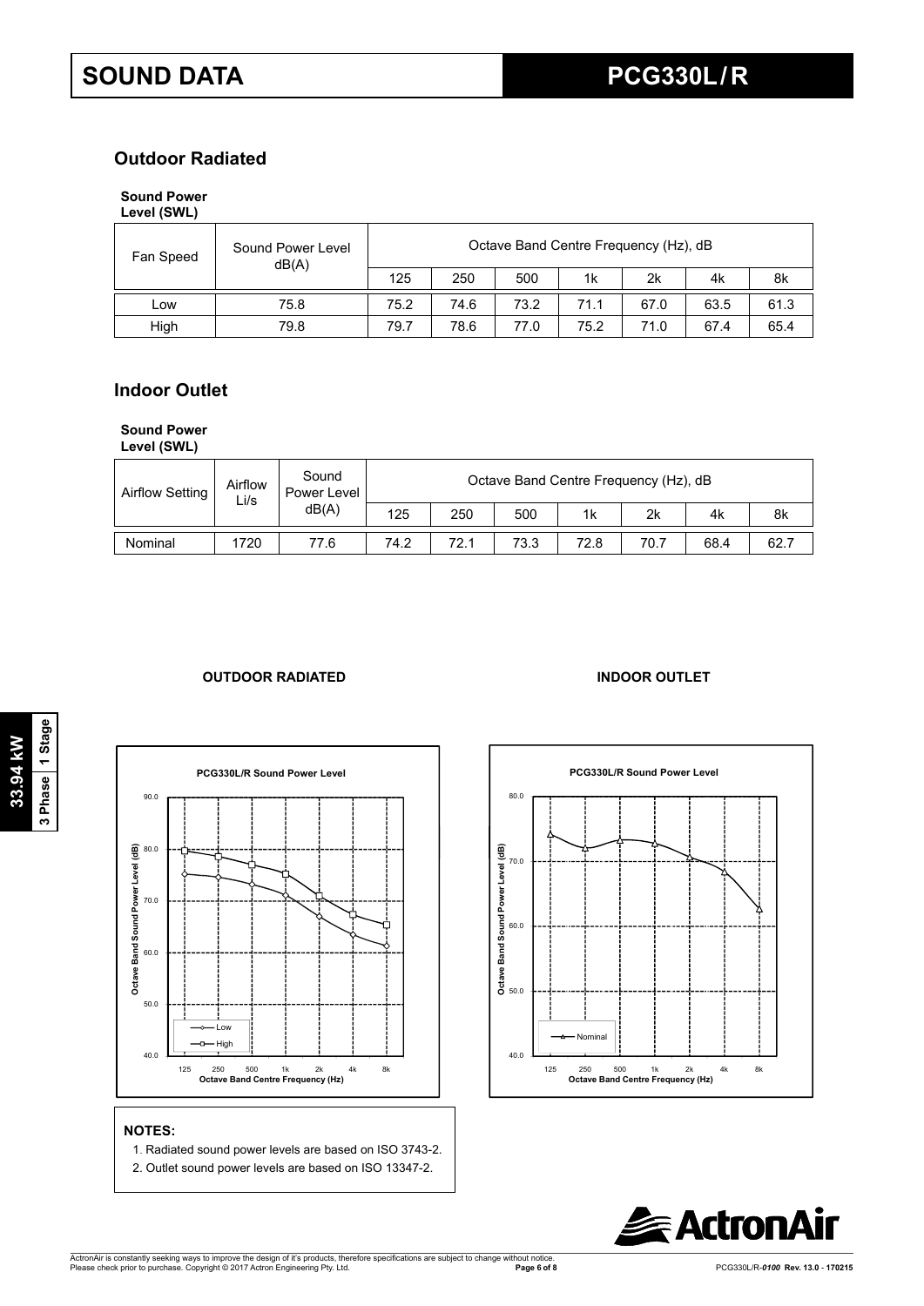# SOUND DATA

# PCG330L / R

## Outdoor Radiated

**Sound Power Level (SWL)**

| Fan Speed | Sound Power Level dB(A) | Octave Band Centre Frequency (Hz), dB | | | | | | |
|---|---|---|---|---|---|---|---|---|
| | | 125 | 250 | 500 | 1k | 2k | 4k | 8k |
| Low | 75.8 | 75.2 | 74.6 | 73.2 | 71.1 | 67.0 | 63.5 | 61.3 |
| High | 79.8 | 79.7 | 78.6 | 77.0 | 75.2 | 71.0 | 67.4 | 65.4 |

## Indoor Outlet

**Sound Power Level (SWL)**

| Airflow Setting | Airflow Li/s | Sound Power Level dB(A) | Octave Band Centre Frequency (Hz), dB | | | | | | |
|---|---|---|---|---|---|---|---|---|---|
| | | | 125 | 250 | 500 | 1k | 2k | 4k | 8k |
| Nominal | 1720 | 77.6 | 74.2 | 72.1 | 73.3 | 72.8 | 70.7 | 68.4 | 62.7 |

**OUTDOOR RADIATED**

**INDOOR OUTLET**

**NOTES:**

1. Radiated sound power levels are based on ISO 3743-2.
2. Outlet sound power levels are based on ISO 13347-2.

33.94 kW | 3 Phase | 1 Stage

ActronAir is constantly seeking ways to improve the design of it's products, therefore specifications are subject to change without notice. Please check prior to purchase. Copyright © 2017 Actron Engineering Pty. Ltd.

PCG330L/R-*0100* Rev. 13.0 - 170215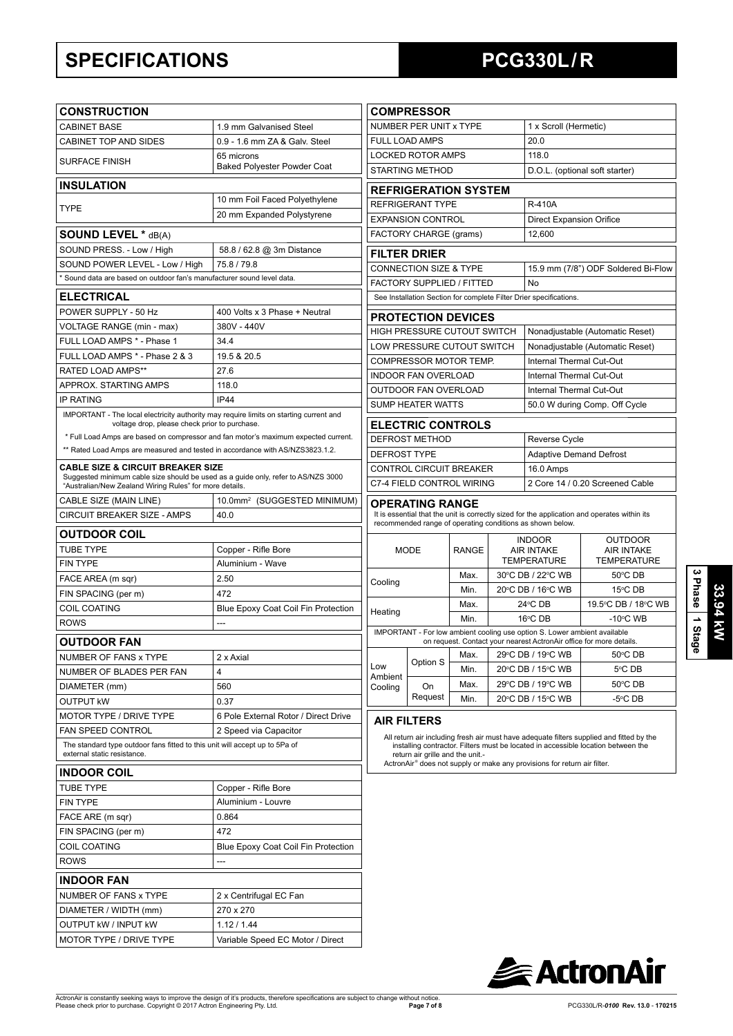# SPECIFICATIONS

# PCG330L / R

## CONSTRUCTION

| CONSTRUCTION | |
|---|---|
| CABINET BASE | 1.9 mm Galvanised Steel |
| CABINET TOP AND SIDES | 0.9 - 1.6 mm ZA & Galv. Steel |
| SURFACE FINISH | 65 microns Baked Polyester Powder Coat |

## INSULATION

| INSULATION | |
|---|---|
| TYPE | 10 mm Foil Faced Polyethylene |
| | 20 mm Expanded Polystyrene |

## SOUND LEVEL * dB(A)

| SOUND LEVEL * dB(A) | |
|---|---|
| SOUND PRESS. - Low / High | 58.8 / 62.8 @ 3m Distance |
| SOUND POWER LEVEL - Low / High | 75.8 / 79.8 |

* Sound data are based on outdoor fan's manufacturer sound level data.

## ELECTRICAL

| ELECTRICAL | |
|---|---|
| POWER SUPPLY - 50 Hz | 400 Volts x 3 Phase + Neutral |
| VOLTAGE RANGE (min - max) | 380V - 440V |
| FULL LOAD AMPS * - Phase 1 | 34.4 |
| FULL LOAD AMPS * - Phase 2 & 3 | 19.5 & 20.5 |
| RATED LOAD AMPS** | 27.6 |
| APPROX. STARTING AMPS | 118.0 |
| IP RATING | IP44 |

IMPORTANT - The local electricity authority may require limits on starting current and voltage drop, please check prior to purchase.

* Full Load Amps are based on compressor and fan motor's maximum expected current.

** Rated Load Amps are measured and tested in accordance with AS/NZS3823.1.2.

**CABLE SIZE & CIRCUIT BREAKER SIZE**
Suggested minimum cable size should be used as a guide only, refer to AS/NZS 3000 "Australian/New Zealand Wiring Rules" for more details.

| | |
|---|---|
| CABLE SIZE (MAIN LINE) | 10.0mm² (SUGGESTED MINIMUM) |
| CIRCUIT BREAKER SIZE - AMPS | 40.0 |

## OUTDOOR COIL

| OUTDOOR COIL | |
|---|---|
| TUBE TYPE | Copper - Rifle Bore |
| FIN TYPE | Aluminium - Wave |
| FACE AREA (m sqr) | 2.50 |
| FIN SPACING (per m) | 472 |
| COIL COATING | Blue Epoxy Coat Coil Fin Protection |
| ROWS | --- |

## OUTDOOR FAN

| OUTDOOR FAN | |
|---|---|
| NUMBER OF FANS x TYPE | 2 x Axial |
| NUMBER OF BLADES PER FAN | 4 |
| DIAMETER (mm) | 560 |
| OUTPUT kW | 0.37 |
| MOTOR TYPE / DRIVE TYPE | 6 Pole External Rotor / Direct Drive |
| FAN SPEED CONTROL | 2 Speed via Capacitor |

The standard type outdoor fans fitted to this unit will accept up to 5Pa of external static resistance.

## INDOOR COIL

| INDOOR COIL | |
|---|---|
| TUBE TYPE | Copper - Rifle Bore |
| FIN TYPE | Aluminium - Louvre |
| FACE ARE (m sqr) | 0.864 |
| FIN SPACING (per m) | 472 |
| COIL COATING | Blue Epoxy Coat Coil Fin Protection |
| ROWS | --- |

## INDOOR FAN

| INDOOR FAN | |
|---|---|
| NUMBER OF FANS x TYPE | 2 x Centrifugal EC Fan |
| DIAMETER / WIDTH (mm) | 270 x 270 |
| OUTPUT kW / INPUT kW | 1.12 / 1.44 |
| MOTOR TYPE / DRIVE TYPE | Variable Speed EC Motor / Direct |

## COMPRESSOR

| COMPRESSOR | |
|---|---|
| NUMBER PER UNIT x TYPE | 1 x Scroll (Hermetic) |
| FULL LOAD AMPS | 20.0 |
| LOCKED ROTOR AMPS | 118.0 |
| STARTING METHOD | D.O.L. (optional soft starter) |

## REFRIGERATION SYSTEM

| REFRIGERATION SYSTEM | |
|---|---|
| REFRIGERANT TYPE | R-410A |
| EXPANSION CONTROL | Direct Expansion Orifice |
| FACTORY CHARGE (grams) | 12,600 |

## FILTER DRIER

| FILTER DRIER | |
|---|---|
| CONNECTION SIZE & TYPE | 15.9 mm (7/8") ODF Soldered Bi-Flow |
| FACTORY SUPPLIED / FITTED | No |

See Installation Section for complete Filter Drier specifications.

## PROTECTION DEVICES

| PROTECTION DEVICES | |
|---|---|
| HIGH PRESSURE CUTOUT SWITCH | Nonadjustable (Automatic Reset) |
| LOW PRESSURE CUTOUT SWITCH | Nonadjustable (Automatic Reset) |
| COMPRESSOR MOTOR TEMP. | Internal Thermal Cut-Out |
| INDOOR FAN OVERLOAD | Internal Thermal Cut-Out |
| OUTDOOR FAN OVERLOAD | Internal Thermal Cut-Out |
| SUMP HEATER WATTS | 50.0 W during Comp. Off Cycle |

## ELECTRIC CONTROLS

| ELECTRIC CONTROLS | |
|---|---|
| DEFROST METHOD | Reverse Cycle |
| DEFROST TYPE | Adaptive Demand Defrost |
| CONTROL CIRCUIT BREAKER | 16.0 Amps |
| C7-4 FIELD CONTROL WIRING | 2 Core 14 / 0.20 Screened Cable |

## OPERATING RANGE

It is essential that the unit is correctly sized for the application and operates within its recommended range of operating conditions as shown below.

| MODE | | RANGE | INDOOR AIR INTAKE TEMPERATURE | OUTDOOR AIR INTAKE TEMPERATURE |
|---|---|---|---|---|
| Cooling | | Max. | 30°C DB / 22°C WB | 50°C DB |
| | | Min. | 20°C DB / 16°C WB | 15°C DB |
| Heating | | Max. | 24°C DB | 19.5°C DB / 18°C WB |
| | | Min. | 16°C DB | -10°C WB |

IMPORTANT - For low ambient cooling use option S. Lower ambient available on request. Contact your nearest ActronAir office for more details.

| MODE | | RANGE | INDOOR AIR INTAKE TEMPERATURE | OUTDOOR AIR INTAKE TEMPERATURE |
|---|---|---|---|---|
| Low Ambient Cooling | Option S | Max. | 29°C DB / 19°C WB | 50°C DB |
| | | Min. | 20°C DB / 15°C WB | 5°C DB |
| | On Request | Max. | 29°C DB / 19°C WB | 50°C DB |
| | | Min. | 20°C DB / 15°C WB | -5°C DB |

## AIR FILTERS

All return air including fresh air must have adequate filters supplied and fitted by the installing contractor. Filters must be located in accessible location between the return air grille and the unit.-

ActronAir® does not supply or make any provisions for return air filter.

3 Phase 1 Stage | 33.94 kW

ActronAir

ActronAir is constantly seeking ways to improve the design of it's products, therefore specifications are subject to change without notice.
Please check prior to purchase. Copyright © 2017 Actron Engineering Pty. Ltd.

PCG330L/R-0100 Rev. 13.0 - 170215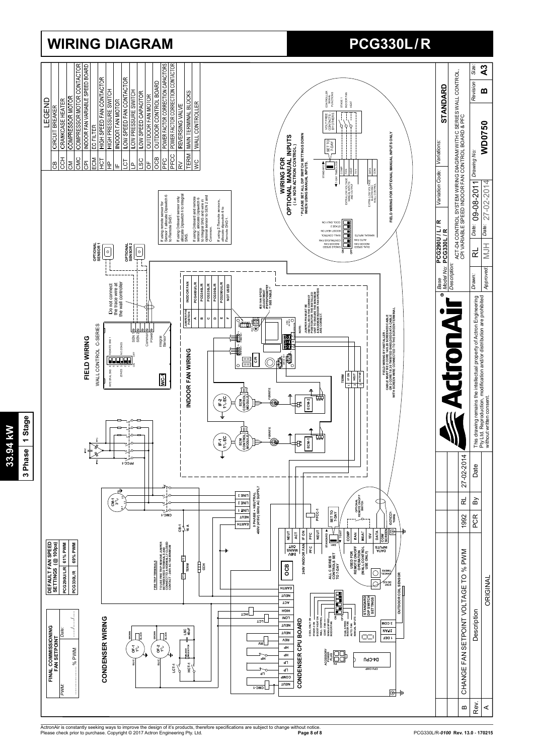# WIRING DIAGRAM

# PCG330L/R

**33.94 kW**

**3 Phase | 1 Stage**

## LEGEND

| | |
|---|---|
| CB | CIRCUIT BREAKER |
| CCH | CRANKCASE HEATER |
| CM | COMPRESSOR MOTOR |
| CMC | COMPRESSOR MOTOR CONTACTOR |
| CPI | INDOOR FAN VARIABLE SPEED BOARD |
| ECM | EC FILTER |
| HCT | HIGH SPEED FAN CONTACTOR |
| HP | HIGH PRESSURE SWITCH |
| IF | INDOOR FAN MOTOR |
| LCT | LOW SPEED FAN CONTACTOR |
| LP | LOW PRESSURE SWITCH |
| LSC | LOW SPEED CAPACITOR |
| OF | OUTDOOR FAN MOTOR |
| OCB | OUTDOOR CONTROL BOARD |
| PFC | POWER FACTOR CORRECTION CAPACITORS |
| PFCC | POWER FACTOR CORRECTION CONTACTOR |
| RV | REVERSING VALVE |
| TERM | MAIN TERMINAL BLOCKS |
| WC | WALL CONTROLLER |

| FINAL COMMISSIONING FAN SETPOINT | |
|---|---|
| PWM: | Date: |
| ..................% PWM | ...../...../..... |

| DEFAULT FAN SPEED SETTINGS (@ 100pa) | |
|---|---|
| PCG290U/L/R | 61% PWM |
| PCG330L/R | 69% PWM |

## CONDENSER WIRING

## CONDENSER CPU BOARD

## FIELD WIRING

WALL CONTROL C-SERIES

Do not connect the trace wire at the wall controller

If using remote sensor for Sensor 1 allocate Dipswitch 6 to Remote SNS1.

If using Onboard sensor only allocate Dipswitch to integral SNS.

If using Onboard and remote sensor, allocate Dipswitch 6 to integral SNS and wire in optional sensor to SEN 2 and Common.

If using 2 Remote sensors, allocate dipswitch 6 to Remote SNS1.

OPTIONAL SENSOR 1

OPTIONAL SENSOR 2

## INDOOR FAN WIRING

| JUMPER PIN POSITION | INDOOR FAN |
|---|---|
| A | PCG400U/L/R |
| B | PCG346L/R |
| C | PCG330L/R |
| D | PCG300L/R |
| E | PCG290U/L/R |
| F | NOT USED |

EC FAN SPEED ADJUSTMENT POTENTIOMETER ** SEE TABLE **

NOTE: JUMPER PIN MUST BE INSTALLED IN THE CORRECT POSITION FOR THE INSTALLED UNIT TO ENSURE THE MINIMUM & MAXIMUM INDOOR FAN SPEEDS ARE CORRECT

FIELD WIRING BY INSTALLER
CABLE MUST BE 2 CORE 18 AWG SCREENED CABLE
OR 2 CORE 7/0.20 TWISTED SHIELDED DATA CABLE
WITH SCREEN WIRE CONNECTED TO THE SCREEN TERMINAL

FIRE TRIP TERMINALS
TO USE FIRE TRIP REMOVE JUMPER BETWEEN RED TERMINALS & AND CONNECT TO A NORMALLY CLOSED CONTACT - 240V AC 10A MINIMUM

3 PHASE + NEUTRAL 400V (415V) 50Hz AC SUPPLY

ALL C SERIES CONTROLS SET TO 7-DAY

USED FOR REMOTE ON/OFF OPERATION (WALL CONTROL USE ONLY)

OPTIONAL REMOTE ON/OFF SWITCH

OUTDOOR COIL SENSOR

STANDARD DIP SWITCH SETTINGS

## WIRING FOR OPTIONAL MANUAL INPUTS
**(i.e: NON ACTRON CONTROL)**

*** PLEASE SET ALL DIP SWITCH SETTINGS DOWN WHEN USING MANUAL INPUTS.**

EXTRA LOW VOLTAGE MANUAL INPUTS ARE OUTPUT

EXTRA LOW VOLTAGE ELECTRONIC WALL CONTROL

VOLT FREE CONTACTS BY OTHERS

CONTROLLER SIGNAL FUNCTIONS: STAGE 1, INDOOR FAN, HEAT

FIELD WIRING FOR OPTIONAL MANUAL INPUTS ONLY

| | | |
|---|---|---|
| Base Model No: | PCG290U / L / R | Variation Code: | Variations: STANDARD |
| Model No: | PCG330L / R | | |
| Description: | ACT-D4 CONTROL SYSTEM WIRING DIAGRAM WITH C SERIES WALL CONTROL, CPI VARIABLE SPEED INDOOR FAN CONTROL BOARD & PFC | | |
| Drawn: | RL | Date: 09-08-2011 | Drawing No: WD0750 | Revision: B | Size: A3 |
| Approved: | MJH | Date: 27-02-2014 | | | |

This drawing remains the intellectual property of Actron Engineering Pty Ltd. Reproduction, modification and/or distribution are prohibited without written consent.

| Rev. | Description | By | Date |
|---|---|---|---|
| B | CHANGE FAN SETPOINT VOLTAGE TO % PWM | 1992 / RL | 27-02-2014 |
| A | ORIGINAL | PCR | |

ActronAir is constantly seeking ways to improve the design of it's products, therefore specifications are subject to change without notice.
Please check prior to purchase. Copyright © 2017 Actron Engineering Pty. Ltd.

PCG330L/R-0100 Rev. 13.0 - 170215